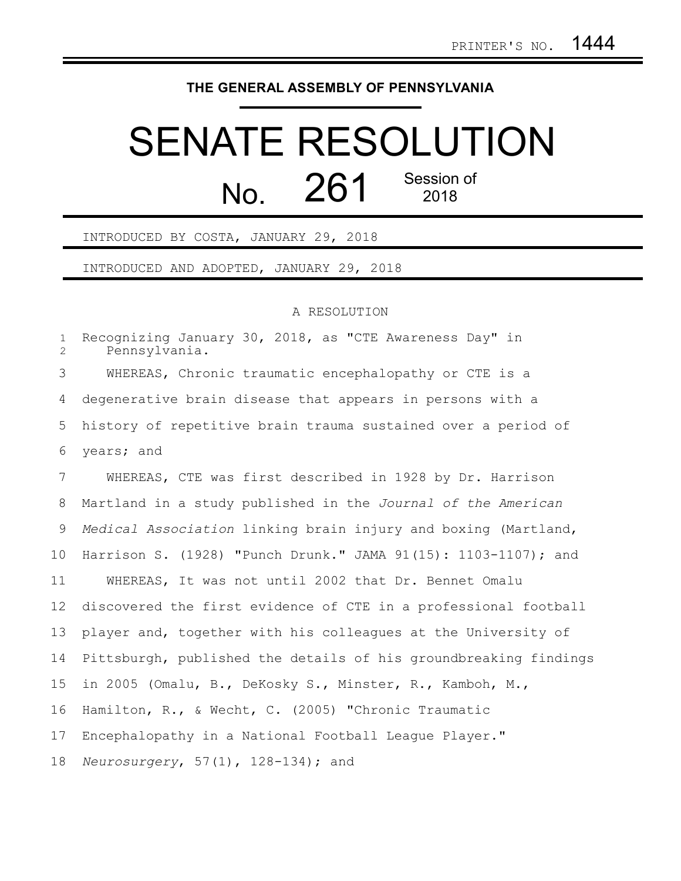PRINTER'S NO. 1444

**THE GENERAL ASSEMBLY OF PENNSYLVANIA**

# SENATE RESOLUTION

## No. 261 Session of 2018

INTRODUCED BY COSTA, JANUARY 29, 2018

INTRODUCED AND ADOPTED, JANUARY 29, 2018

A RESOLUTION

Recognizing January 30, 2018, as "CTE Awareness Day" in Pennsylvania.

WHEREAS, Chronic traumatic encephalopathy or CTE is a degenerative brain disease that appears in persons with a history of repetitive brain trauma sustained over a period of years; and

WHEREAS, CTE was first described in 1928 by Dr. Harrison Martland in a study published in the *Journal of the American Medical Association* linking brain injury and boxing (Martland, Harrison S. (1928) "Punch Drunk." JAMA 91(15): 1103-1107); and

WHEREAS, It was not until 2002 that Dr. Bennet Omalu discovered the first evidence of CTE in a professional football player and, together with his colleagues at the University of Pittsburgh, published the details of his groundbreaking findings in 2005 (Omalu, B., DeKosky S., Minster, R., Kamboh, M., Hamilton, R., & Wecht, C. (2005) "Chronic Traumatic Encephalopathy in a National Football League Player." *Neurosurgery*, 57(1), 128-134); and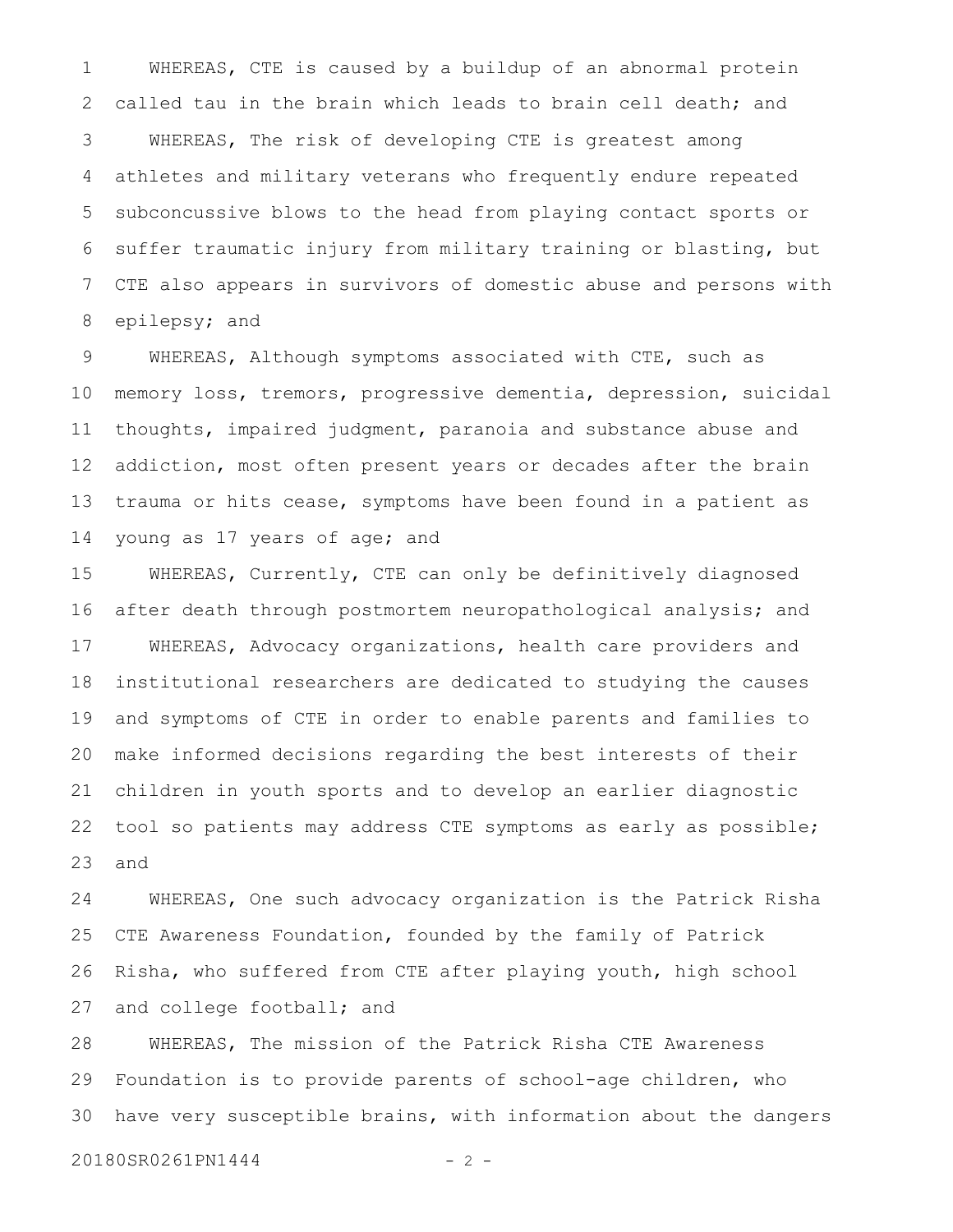WHEREAS, CTE is caused by a buildup of an abnormal protein called tau in the brain which leads to brain cell death; and

WHEREAS, The risk of developing CTE is greatest among athletes and military veterans who frequently endure repeated subconcussive blows to the head from playing contact sports or suffer traumatic injury from military training or blasting, but CTE also appears in survivors of domestic abuse and persons with epilepsy; and

WHEREAS, Although symptoms associated with CTE, such as memory loss, tremors, progressive dementia, depression, suicidal thoughts, impaired judgment, paranoia and substance abuse and addiction, most often present years or decades after the brain trauma or hits cease, symptoms have been found in a patient as young as 17 years of age; and

WHEREAS, Currently, CTE can only be definitively diagnosed after death through postmortem neuropathological analysis; and

WHEREAS, Advocacy organizations, health care providers and institutional researchers are dedicated to studying the causes and symptoms of CTE in order to enable parents and families to make informed decisions regarding the best interests of their children in youth sports and to develop an earlier diagnostic tool so patients may address CTE symptoms as early as possible; and

WHEREAS, One such advocacy organization is the Patrick Risha CTE Awareness Foundation, founded by the family of Patrick Risha, who suffered from CTE after playing youth, high school and college football; and

WHEREAS, The mission of the Patrick Risha CTE Awareness Foundation is to provide parents of school-age children, who have very susceptible brains, with information about the dangers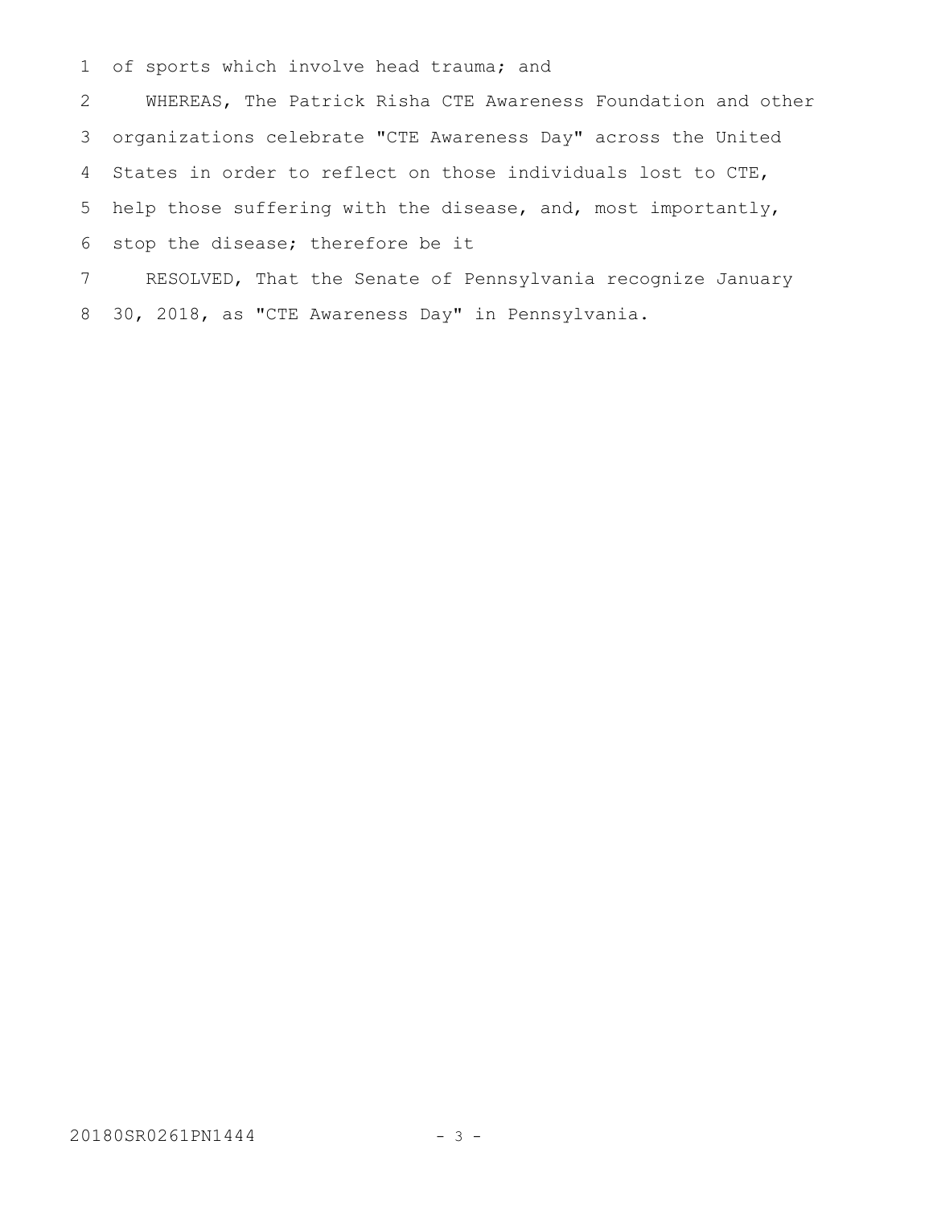of sports which involve head trauma; and

WHEREAS, The Patrick Risha CTE Awareness Foundation and other organizations celebrate "CTE Awareness Day" across the United States in order to reflect on those individuals lost to CTE, help those suffering with the disease, and, most importantly, stop the disease; therefore be it

RESOLVED, That the Senate of Pennsylvania recognize January 30, 2018, as "CTE Awareness Day" in Pennsylvania.